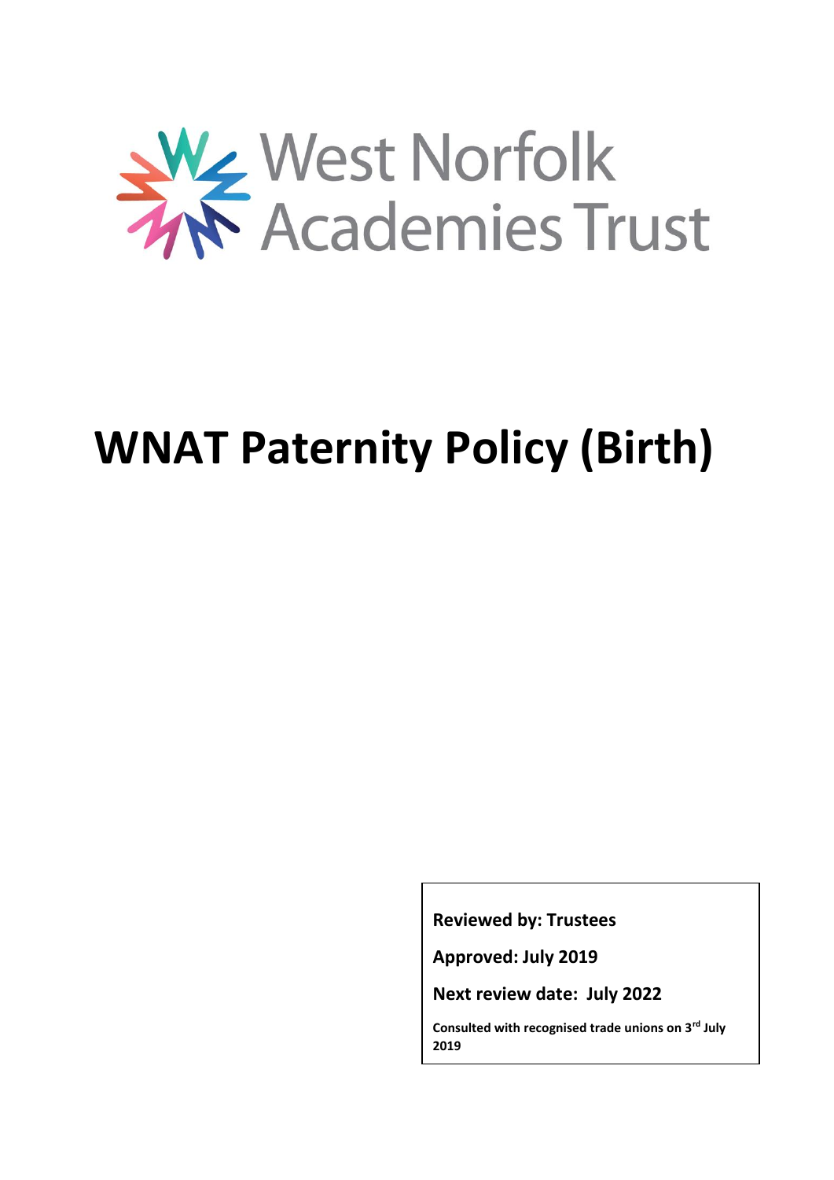West Norfolk Academies Trust

# WNAT Paternity Policy (Birth)

**Reviewed by: Trustees**

**Approved: July 2019**

**Next review date: July 2022**

**Consulted with recognised trade unions on 3rd July 2019**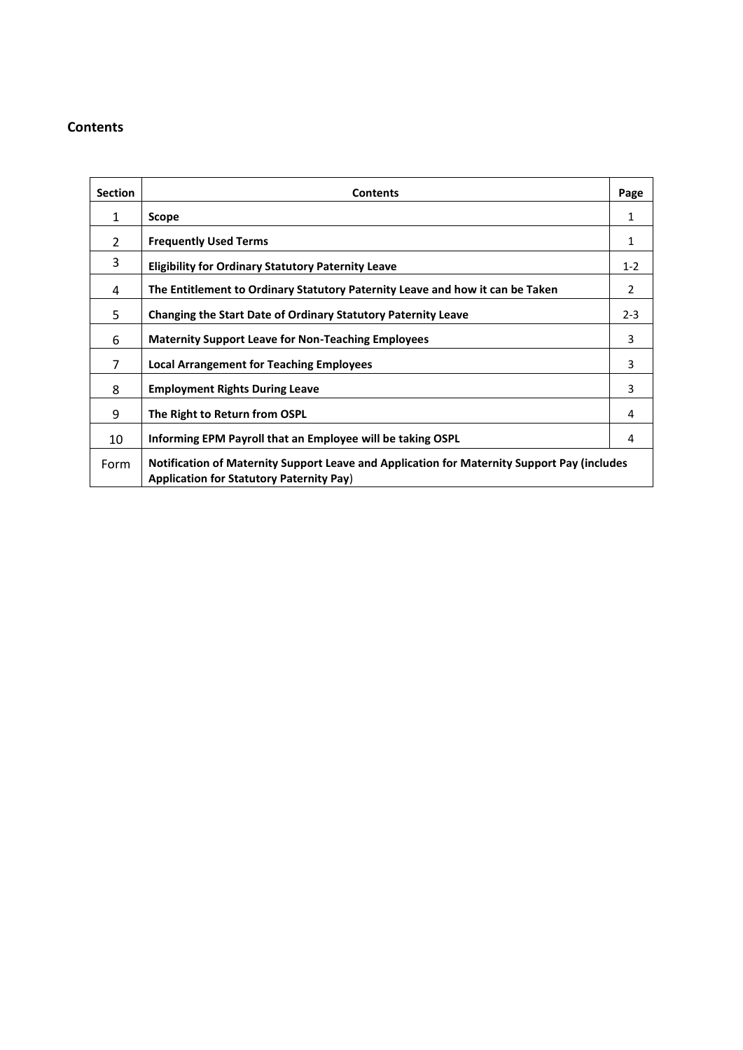## Contents

| Section | Contents | Page |
|---|---|---|
| 1 | **Scope** | 1 |
| 2 | **Frequently Used Terms** | 1 |
| 3 | **Eligibility for Ordinary Statutory Paternity Leave** | 1-2 |
| 4 | **The Entitlement to Ordinary Statutory Paternity Leave and how it can be Taken** | 2 |
| 5 | **Changing the Start Date of Ordinary Statutory Paternity Leave** | 2-3 |
| 6 | **Maternity Support Leave for Non-Teaching Employees** | 3 |
| 7 | **Local Arrangement for Teaching Employees** | 3 |
| 8 | **Employment Rights During Leave** | 3 |
| 9 | **The Right to Return from OSPL** | 4 |
| 10 | **Informing EPM Payroll that an Employee will be taking OSPL** | 4 |
| Form | **Notification of Maternity Support Leave and Application for Maternity Support Pay (includes Application for Statutory Paternity Pay**) | |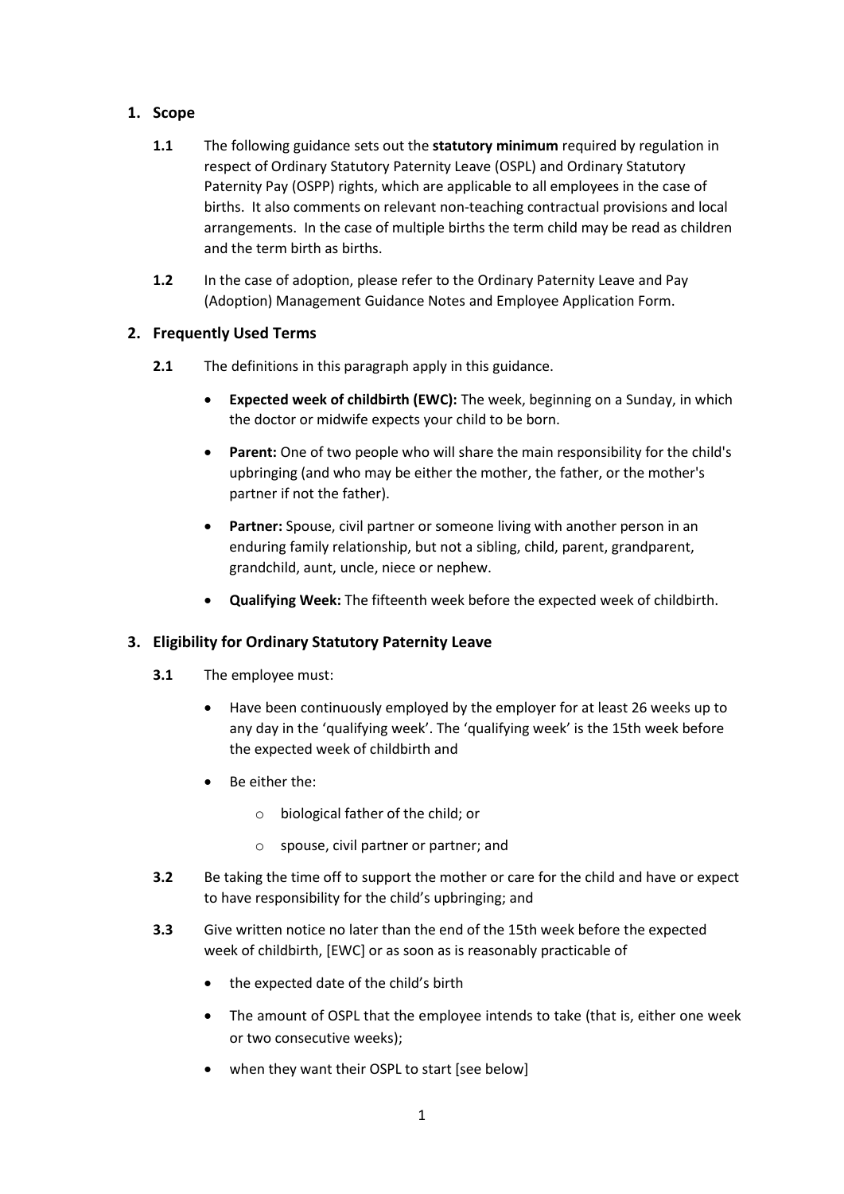## 1. Scope

**1.1** The following guidance sets out the **statutory minimum** required by regulation in respect of Ordinary Statutory Paternity Leave (OSPL) and Ordinary Statutory Paternity Pay (OSPP) rights, which are applicable to all employees in the case of births. It also comments on relevant non-teaching contractual provisions and local arrangements. In the case of multiple births the term child may be read as children and the term birth as births.

**1.2** In the case of adoption, please refer to the Ordinary Paternity Leave and Pay (Adoption) Management Guidance Notes and Employee Application Form.

## 2. Frequently Used Terms

**2.1** The definitions in this paragraph apply in this guidance.

- **Expected week of childbirth (EWC):** The week, beginning on a Sunday, in which the doctor or midwife expects your child to be born.
- **Parent:** One of two people who will share the main responsibility for the child's upbringing (and who may be either the mother, the father, or the mother's partner if not the father).
- **Partner:** Spouse, civil partner or someone living with another person in an enduring family relationship, but not a sibling, child, parent, grandparent, grandchild, aunt, uncle, niece or nephew.
- **Qualifying Week:** The fifteenth week before the expected week of childbirth.

## 3. Eligibility for Ordinary Statutory Paternity Leave

**3.1** The employee must:

- Have been continuously employed by the employer for at least 26 weeks up to any day in the 'qualifying week'. The 'qualifying week' is the 15th week before the expected week of childbirth and
- Be either the:
  - biological father of the child; or
  - spouse, civil partner or partner; and

**3.2** Be taking the time off to support the mother or care for the child and have or expect to have responsibility for the child's upbringing; and

**3.3** Give written notice no later than the end of the 15th week before the expected week of childbirth, [EWC] or as soon as is reasonably practicable of

- the expected date of the child's birth
- The amount of OSPL that the employee intends to take (that is, either one week or two consecutive weeks);
- when they want their OSPL to start [see below]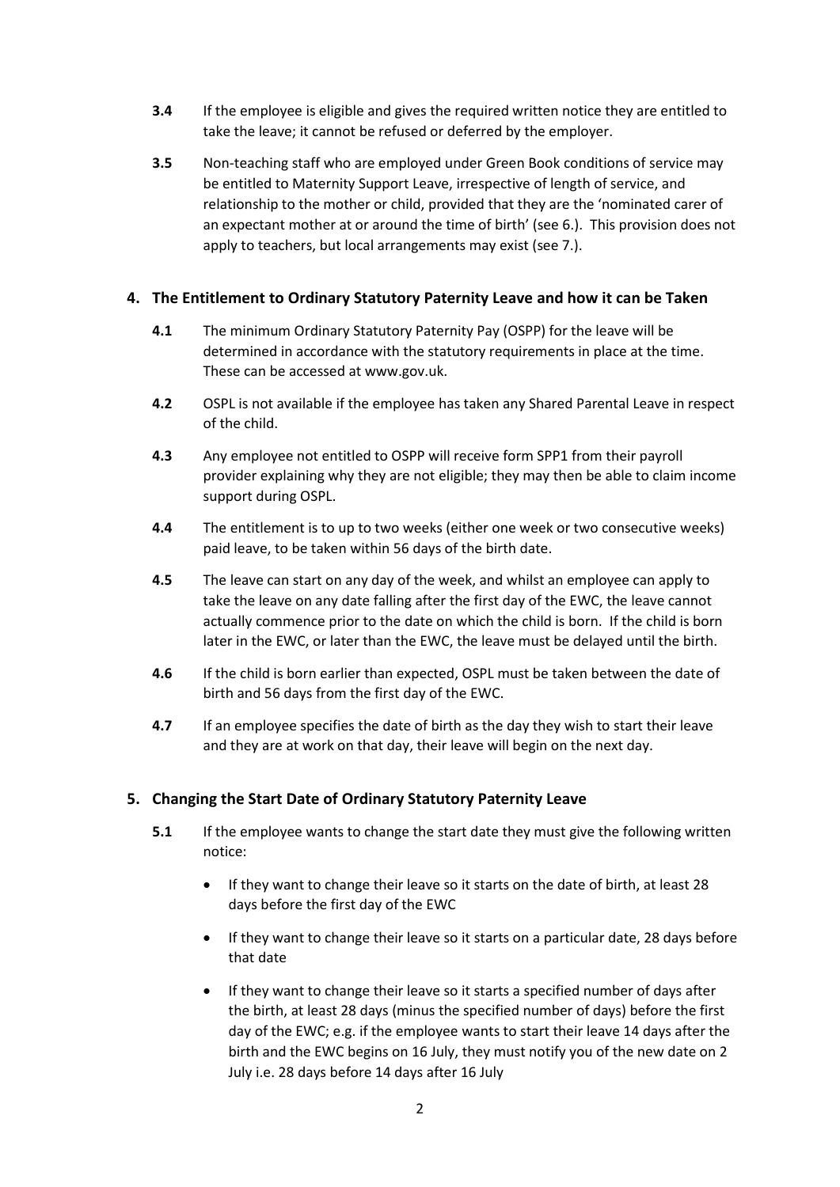**3.4** If the employee is eligible and gives the required written notice they are entitled to take the leave; it cannot be refused or deferred by the employer.

**3.5** Non-teaching staff who are employed under Green Book conditions of service may be entitled to Maternity Support Leave, irrespective of length of service, and relationship to the mother or child, provided that they are the 'nominated carer of an expectant mother at or around the time of birth' (see 6.). This provision does not apply to teachers, but local arrangements may exist (see 7.).

## 4. The Entitlement to Ordinary Statutory Paternity Leave and how it can be Taken

**4.1** The minimum Ordinary Statutory Paternity Pay (OSPP) for the leave will be determined in accordance with the statutory requirements in place at the time. These can be accessed at www.gov.uk.

**4.2** OSPL is not available if the employee has taken any Shared Parental Leave in respect of the child.

**4.3** Any employee not entitled to OSPP will receive form SPP1 from their payroll provider explaining why they are not eligible; they may then be able to claim income support during OSPL.

**4.4** The entitlement is to up to two weeks (either one week or two consecutive weeks) paid leave, to be taken within 56 days of the birth date.

**4.5** The leave can start on any day of the week, and whilst an employee can apply to take the leave on any date falling after the first day of the EWC, the leave cannot actually commence prior to the date on which the child is born. If the child is born later in the EWC, or later than the EWC, the leave must be delayed until the birth.

**4.6** If the child is born earlier than expected, OSPL must be taken between the date of birth and 56 days from the first day of the EWC.

**4.7** If an employee specifies the date of birth as the day they wish to start their leave and they are at work on that day, their leave will begin on the next day.

## 5. Changing the Start Date of Ordinary Statutory Paternity Leave

**5.1** If the employee wants to change the start date they must give the following written notice:

- If they want to change their leave so it starts on the date of birth, at least 28 days before the first day of the EWC
- If they want to change their leave so it starts on a particular date, 28 days before that date
- If they want to change their leave so it starts a specified number of days after the birth, at least 28 days (minus the specified number of days) before the first day of the EWC; e.g. if the employee wants to start their leave 14 days after the birth and the EWC begins on 16 July, they must notify you of the new date on 2 July i.e. 28 days before 14 days after 16 July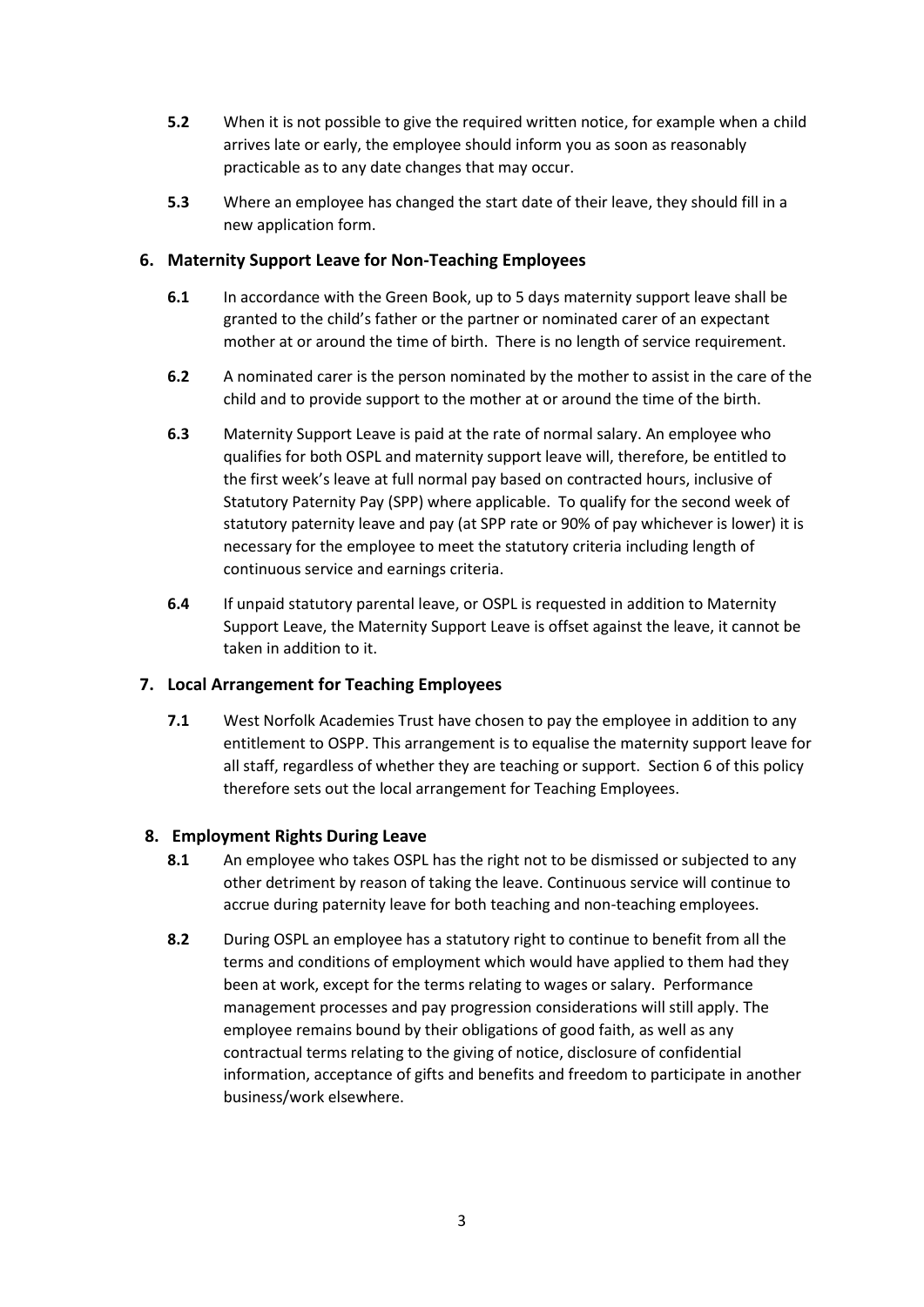**5.2** When it is not possible to give the required written notice, for example when a child arrives late or early, the employee should inform you as soon as reasonably practicable as to any date changes that may occur.

**5.3** Where an employee has changed the start date of their leave, they should fill in a new application form.

## 6. Maternity Support Leave for Non-Teaching Employees

**6.1** In accordance with the Green Book, up to 5 days maternity support leave shall be granted to the child's father or the partner or nominated carer of an expectant mother at or around the time of birth. There is no length of service requirement.

**6.2** A nominated carer is the person nominated by the mother to assist in the care of the child and to provide support to the mother at or around the time of the birth.

**6.3** Maternity Support Leave is paid at the rate of normal salary. An employee who qualifies for both OSPL and maternity support leave will, therefore, be entitled to the first week's leave at full normal pay based on contracted hours, inclusive of Statutory Paternity Pay (SPP) where applicable. To qualify for the second week of statutory paternity leave and pay (at SPP rate or 90% of pay whichever is lower) it is necessary for the employee to meet the statutory criteria including length of continuous service and earnings criteria.

**6.4** If unpaid statutory parental leave, or OSPL is requested in addition to Maternity Support Leave, the Maternity Support Leave is offset against the leave, it cannot be taken in addition to it.

## 7. Local Arrangement for Teaching Employees

**7.1** West Norfolk Academies Trust have chosen to pay the employee in addition to any entitlement to OSPP. This arrangement is to equalise the maternity support leave for all staff, regardless of whether they are teaching or support. Section 6 of this policy therefore sets out the local arrangement for Teaching Employees.

## 8. Employment Rights During Leave

**8.1** An employee who takes OSPL has the right not to be dismissed or subjected to any other detriment by reason of taking the leave. Continuous service will continue to accrue during paternity leave for both teaching and non-teaching employees.

**8.2** During OSPL an employee has a statutory right to continue to benefit from all the terms and conditions of employment which would have applied to them had they been at work, except for the terms relating to wages or salary. Performance management processes and pay progression considerations will still apply. The employee remains bound by their obligations of good faith, as well as any contractual terms relating to the giving of notice, disclosure of confidential information, acceptance of gifts and benefits and freedom to participate in another business/work elsewhere.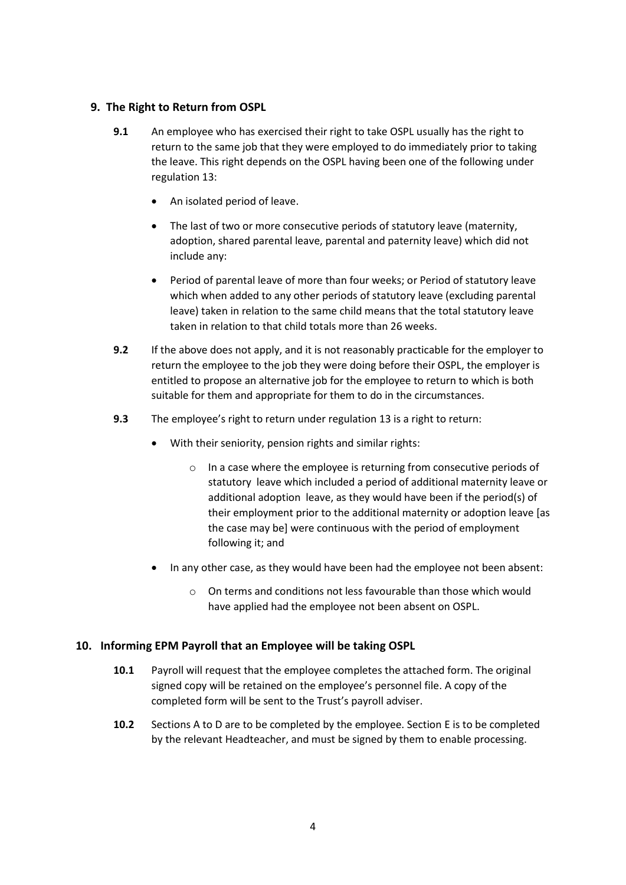## 9. The Right to Return from OSPL

**9.1** An employee who has exercised their right to take OSPL usually has the right to return to the same job that they were employed to do immediately prior to taking the leave. This right depends on the OSPL having been one of the following under regulation 13:

- An isolated period of leave.
- The last of two or more consecutive periods of statutory leave (maternity, adoption, shared parental leave, parental and paternity leave) which did not include any:
- Period of parental leave of more than four weeks; or Period of statutory leave which when added to any other periods of statutory leave (excluding parental leave) taken in relation to the same child means that the total statutory leave taken in relation to that child totals more than 26 weeks.

**9.2** If the above does not apply, and it is not reasonably practicable for the employer to return the employee to the job they were doing before their OSPL, the employer is entitled to propose an alternative job for the employee to return to which is both suitable for them and appropriate for them to do in the circumstances.

**9.3** The employee's right to return under regulation 13 is a right to return:

- With their seniority, pension rights and similar rights:
  - In a case where the employee is returning from consecutive periods of statutory leave which included a period of additional maternity leave or additional adoption leave, as they would have been if the period(s) of their employment prior to the additional maternity or adoption leave [as the case may be] were continuous with the period of employment following it; and
- In any other case, as they would have been had the employee not been absent:
  - On terms and conditions not less favourable than those which would have applied had the employee not been absent on OSPL.

## 10. Informing EPM Payroll that an Employee will be taking OSPL

**10.1** Payroll will request that the employee completes the attached form. The original signed copy will be retained on the employee's personnel file. A copy of the completed form will be sent to the Trust's payroll adviser.

**10.2** Sections A to D are to be completed by the employee. Section E is to be completed by the relevant Headteacher, and must be signed by them to enable processing.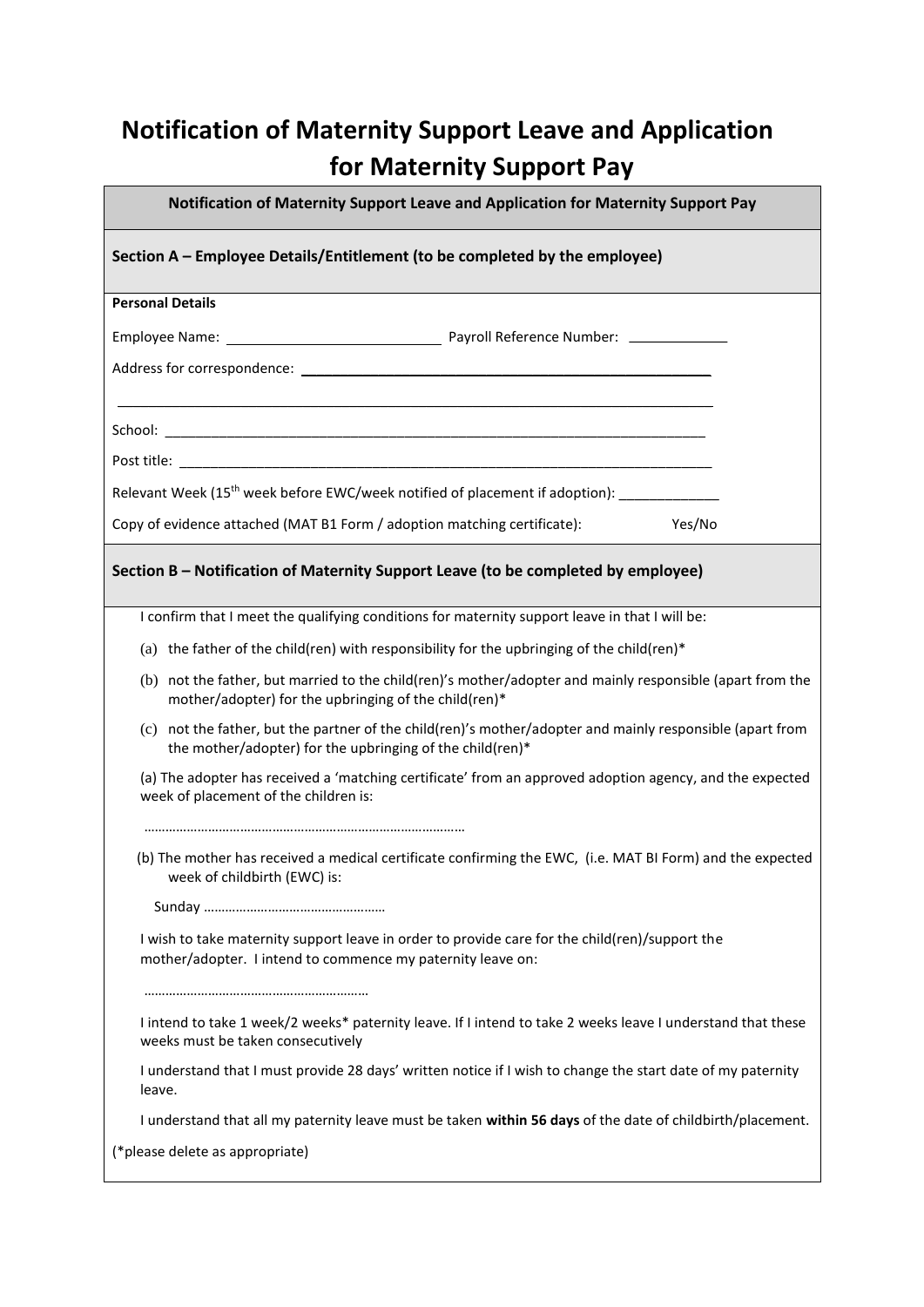# Notification of Maternity Support Leave and Application for Maternity Support Pay

**Notification of Maternity Support Leave and Application for Maternity Support Pay**

## Section A – Employee Details/Entitlement (to be completed by the employee)

**Personal Details**

Employee Name: ___________________________ Payroll Reference Number: _____________

Address for correspondence: ______________________________________________________

_______________________________________________________________________________

School: ________________________________________________________________________

Post title: ______________________________________________________________________

Relevant Week (15th week before EWC/week notified of placement if adoption): _____________

Copy of evidence attached (MAT B1 Form / adoption matching certificate): Yes/No

## Section B – Notification of Maternity Support Leave (to be completed by employee)

I confirm that I meet the qualifying conditions for maternity support leave in that I will be:

(a) the father of the child(ren) with responsibility for the upbringing of the child(ren)*

(b) not the father, but married to the child(ren)'s mother/adopter and mainly responsible (apart from the mother/adopter) for the upbringing of the child(ren)*

(c) not the father, but the partner of the child(ren)'s mother/adopter and mainly responsible (apart from the mother/adopter) for the upbringing of the child(ren)*

(a) The adopter has received a 'matching certificate' from an approved adoption agency, and the expected week of placement of the children is:

…………………………………………………………………………….

(b) The mother has received a medical certificate confirming the EWC, (i.e. MAT BI Form) and the expected week of childbirth (EWC) is:

Sunday ……………………………………………

I wish to take maternity support leave in order to provide care for the child(ren)/support the mother/adopter. I intend to commence my paternity leave on:

……………………………………………………

I intend to take 1 week/2 weeks* paternity leave. If I intend to take 2 weeks leave I understand that these weeks must be taken consecutively

I understand that I must provide 28 days' written notice if I wish to change the start date of my paternity leave.

I understand that all my paternity leave must be taken **within 56 days** of the date of childbirth/placement.

(*please delete as appropriate)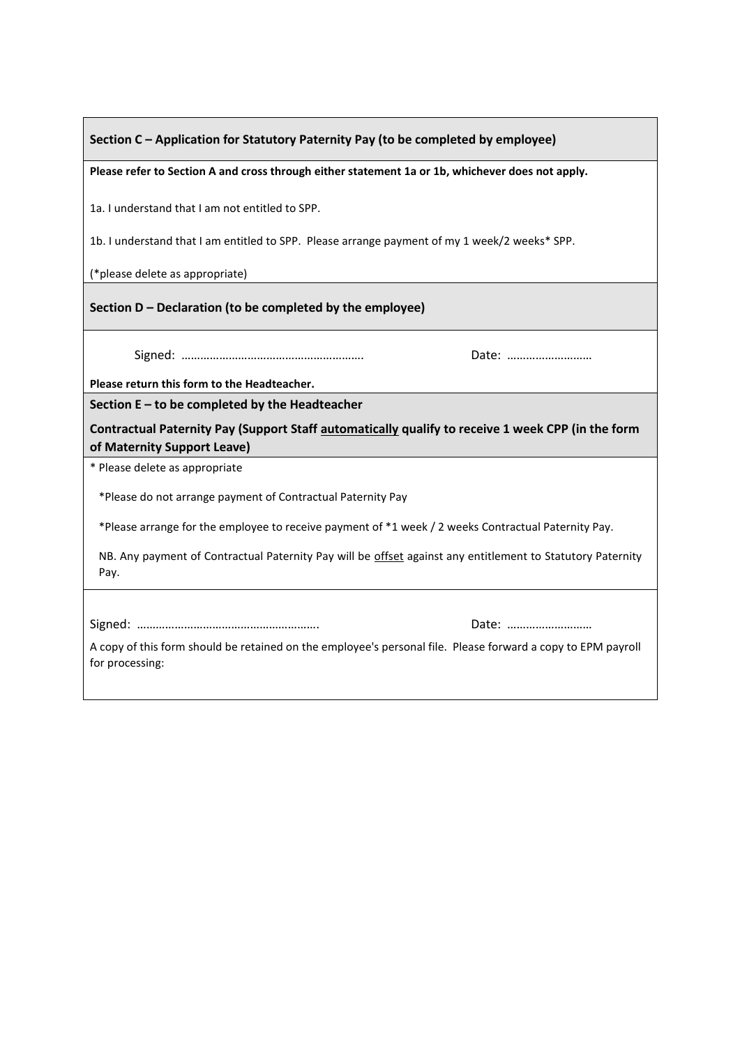## Section C – Application for Statutory Paternity Pay (to be completed by employee)

**Please refer to Section A and cross through either statement 1a or 1b, whichever does not apply.**

1a. I understand that I am not entitled to SPP.

1b. I understand that I am entitled to SPP. Please arrange payment of my 1 week/2 weeks* SPP.

(*please delete as appropriate)

## Section D – Declaration (to be completed by the employee)

Signed: ………………………………………………….  Date: ………………………

**Please return this form to the Headteacher.**

## Section E – to be completed by the Headteacher

**Contractual Paternity Pay (Support Staff automatically qualify to receive 1 week CPP (in the form of Maternity Support Leave)**

* Please delete as appropriate

*Please do not arrange payment of Contractual Paternity Pay

*Please arrange for the employee to receive payment of *1 week / 2 weeks Contractual Paternity Pay.

NB. Any payment of Contractual Paternity Pay will be offset against any entitlement to Statutory Paternity Pay.

Signed: ………………………………………………….  Date: ………………………

A copy of this form should be retained on the employee's personal file. Please forward a copy to EPM payroll for processing: